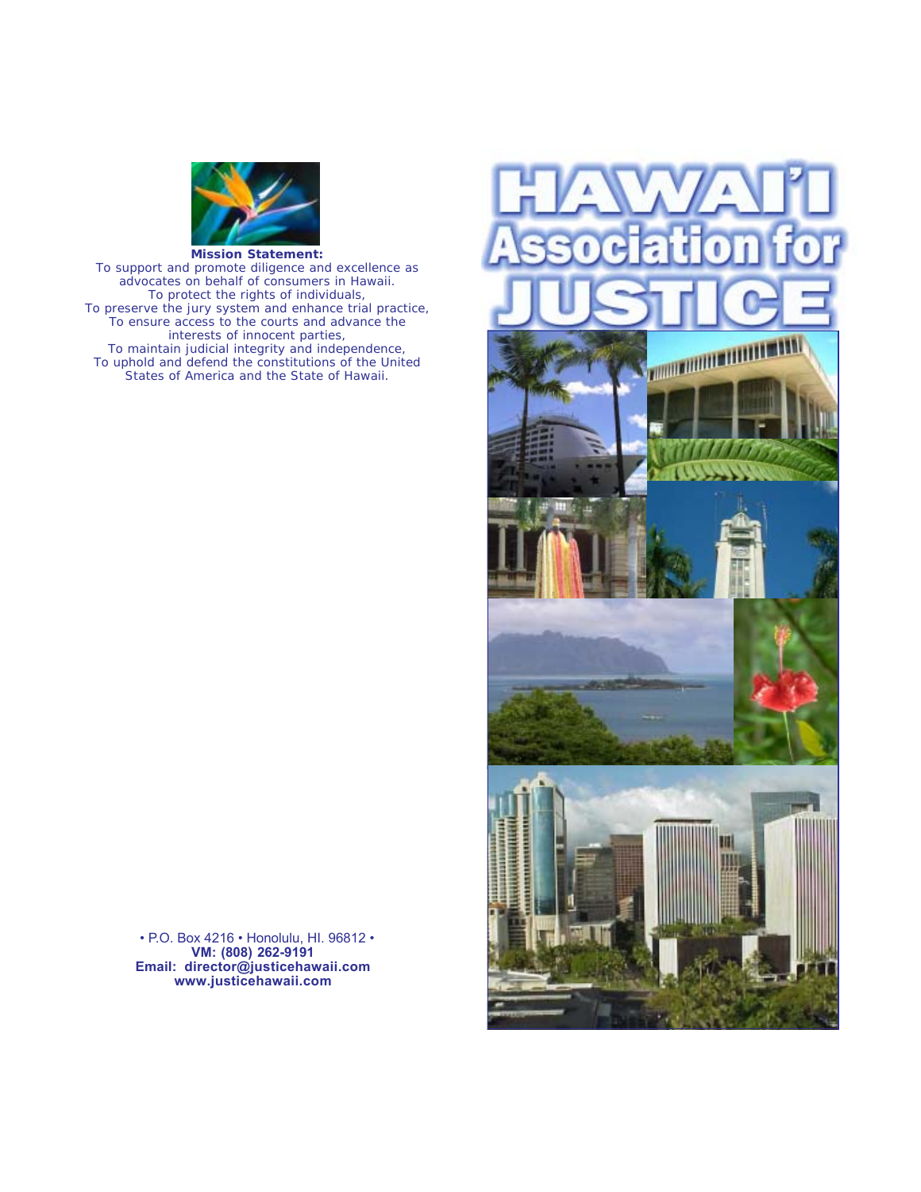# HAWAI'I Association for JUSTICE

**Mission Statement:**

To support and promote diligence and excellence as advocates on behalf of consumers in Hawaii.
To protect the rights of individuals,
To preserve the jury system and enhance trial practice,
To ensure access to the courts and advance the interests of innocent parties,
To maintain judicial integrity and independence,
To uphold and defend the constitutions of the United States of America and the State of Hawaii.

• P.O. Box 4216 • Honolulu, HI. 96812 •
**VM: (808) 262-9191**
**Email: director@justicehawaii.com**
**www.justicehawaii.com**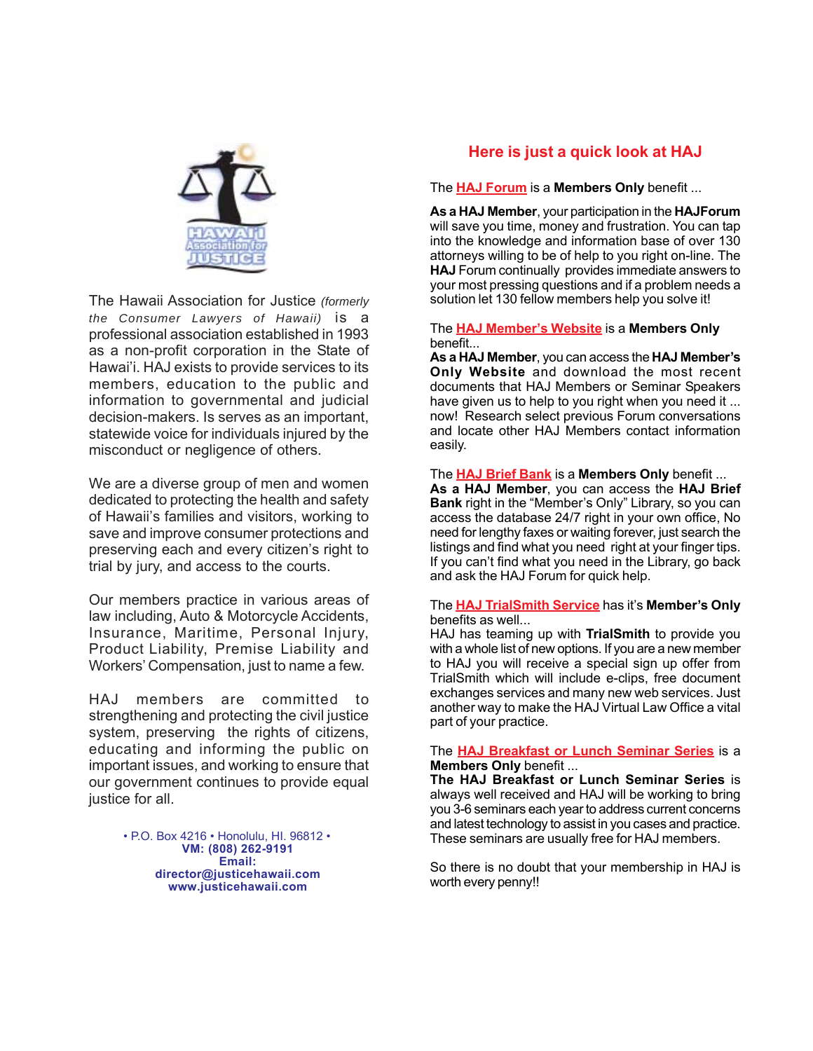The Hawaii Association for Justice *(formerly the Consumer Lawyers of Hawaii)* is a professional association established in 1993 as a non-profit corporation in the State of Hawai'i. HAJ exists to provide services to its members, education to the public and information to governmental and judicial decision-makers. Is serves as an important, statewide voice for individuals injured by the misconduct or negligence of others.

We are a diverse group of men and women dedicated to protecting the health and safety of Hawaii's families and visitors, working to save and improve consumer protections and preserving each and every citizen's right to trial by jury, and access to the courts.

Our members practice in various areas of law including, Auto & Motorcycle Accidents, Insurance, Maritime, Personal Injury, Product Liability, Premise Liability and Workers' Compensation, just to name a few.

HAJ members are committed to strengthening and protecting the civil justice system, preserving the rights of citizens, educating and informing the public on important issues, and working to ensure that our government continues to provide equal justice for all.

• P.O. Box 4216 • Honolulu, HI. 96812 •
**VM: (808) 262-9191**
**Email:**
**director@justicehawaii.com**
**www.justicehawaii.com**

## Here is just a quick look at HAJ

The **HAJ Forum** is a **Members Only** benefit ...

**As a HAJ Member**, your participation in the **HAJForum** will save you time, money and frustration. You can tap into the knowledge and information base of over 130 attorneys willing to be of help to you right on-line. The **HAJ** Forum continually provides immediate answers to your most pressing questions and if a problem needs a solution let 130 fellow members help you solve it!

The **HAJ Member's Website** is a **Members Only** benefit...
**As a HAJ Member**, you can access the **HAJ Member's Only Website** and download the most recent documents that HAJ Members or Seminar Speakers have given us to help to you right when you need it ... now! Research select previous Forum conversations and locate other HAJ Members contact information easily.

The **HAJ Brief Bank** is a **Members Only** benefit ...
**As a HAJ Member**, you can access the **HAJ Brief Bank** right in the "Member's Only" Library, so you can access the database 24/7 right in your own office, No need for lengthy faxes or waiting forever, just search the listings and find what you need right at your finger tips. If you can't find what you need in the Library, go back and ask the HAJ Forum for quick help.

The **HAJ TrialSmith Service** has it's **Member's Only** benefits as well...
HAJ has teaming up with **TrialSmith** to provide you with a whole list of new options. If you are a new member to HAJ you will receive a special sign up offer from TrialSmith which will include e-clips, free document exchanges services and many new web services. Just another way to make the HAJ Virtual Law Office a vital part of your practice.

The **HAJ Breakfast or Lunch Seminar Series** is a **Members Only** benefit ...
**The HAJ Breakfast or Lunch Seminar Series** is always well received and HAJ will be working to bring you 3-6 seminars each year to address current concerns and latest technology to assist in you cases and practice. These seminars are usually free for HAJ members.

So there is no doubt that your membership in HAJ is worth every penny!!